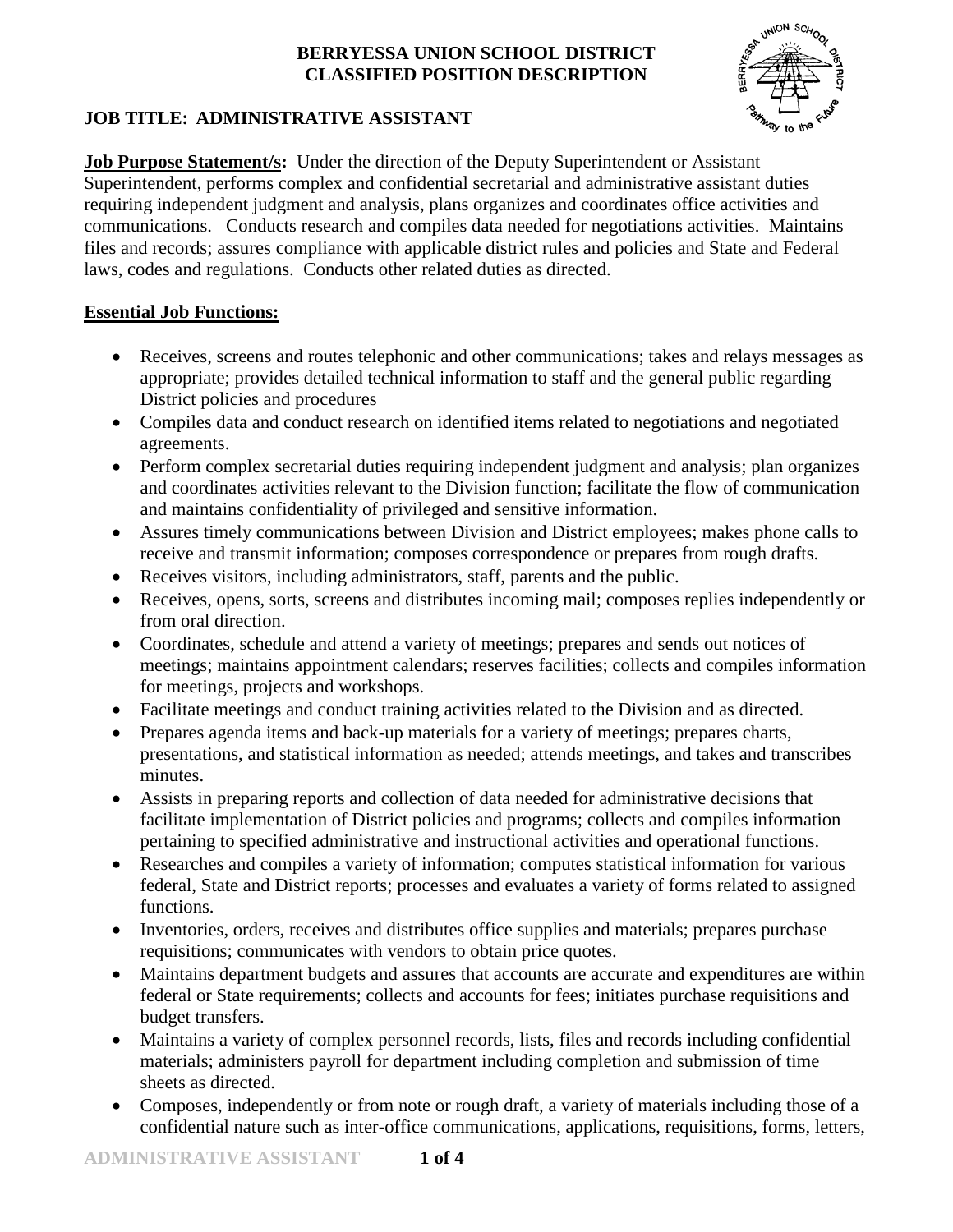**BERRYESSA UNION SCHOOL DISTRICT**
**CLASSIFIED POSITION DESCRIPTION**

## JOB TITLE: ADMINISTRATIVE ASSISTANT

**Job Purpose Statement/s:** Under the direction of the Deputy Superintendent or Assistant Superintendent, performs complex and confidential secretarial and administrative assistant duties requiring independent judgment and analysis, plans organizes and coordinates office activities and communications. Conducts research and compiles data needed for negotiations activities. Maintains files and records; assures compliance with applicable district rules and policies and State and Federal laws, codes and regulations. Conducts other related duties as directed.

**Essential Job Functions:**

- Receives, screens and routes telephonic and other communications; takes and relays messages as appropriate; provides detailed technical information to staff and the general public regarding District policies and procedures
- Compiles data and conduct research on identified items related to negotiations and negotiated agreements.
- Perform complex secretarial duties requiring independent judgment and analysis; plan organizes and coordinates activities relevant to the Division function; facilitate the flow of communication and maintains confidentiality of privileged and sensitive information.
- Assures timely communications between Division and District employees; makes phone calls to receive and transmit information; composes correspondence or prepares from rough drafts.
- Receives visitors, including administrators, staff, parents and the public.
- Receives, opens, sorts, screens and distributes incoming mail; composes replies independently or from oral direction.
- Coordinates, schedule and attend a variety of meetings; prepares and sends out notices of meetings; maintains appointment calendars; reserves facilities; collects and compiles information for meetings, projects and workshops.
- Facilitate meetings and conduct training activities related to the Division and as directed.
- Prepares agenda items and back-up materials for a variety of meetings; prepares charts, presentations, and statistical information as needed; attends meetings, and takes and transcribes minutes.
- Assists in preparing reports and collection of data needed for administrative decisions that facilitate implementation of District policies and programs; collects and compiles information pertaining to specified administrative and instructional activities and operational functions.
- Researches and compiles a variety of information; computes statistical information for various federal, State and District reports; processes and evaluates a variety of forms related to assigned functions.
- Inventories, orders, receives and distributes office supplies and materials; prepares purchase requisitions; communicates with vendors to obtain price quotes.
- Maintains department budgets and assures that accounts are accurate and expenditures are within federal or State requirements; collects and accounts for fees; initiates purchase requisitions and budget transfers.
- Maintains a variety of complex personnel records, lists, files and records including confidential materials; administers payroll for department including completion and submission of time sheets as directed.
- Composes, independently or from note or rough draft, a variety of materials including those of a confidential nature such as inter-office communications, applications, requisitions, forms, letters,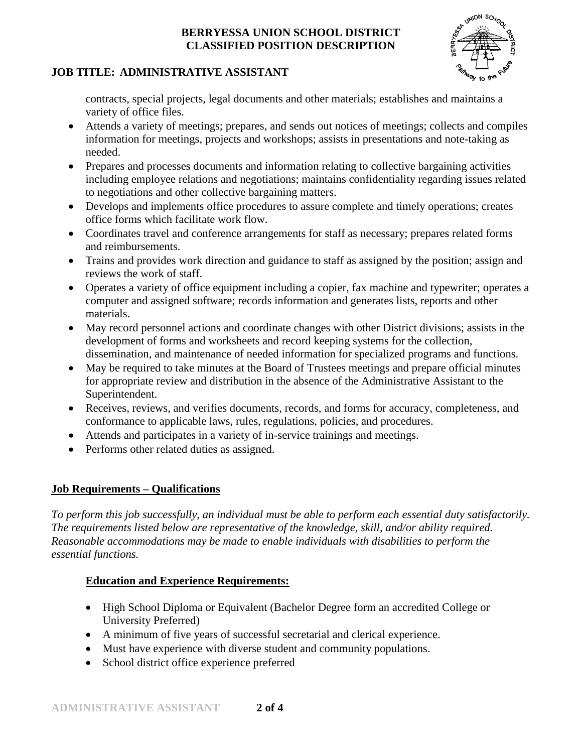contracts, special projects, legal documents and other materials; establishes and maintains a variety of office files.

- Attends a variety of meetings; prepares, and sends out notices of meetings; collects and compiles information for meetings, projects and workshops; assists in presentations and note-taking as needed.
- Prepares and processes documents and information relating to collective bargaining activities including employee relations and negotiations; maintains confidentiality regarding issues related to negotiations and other collective bargaining matters.
- Develops and implements office procedures to assure complete and timely operations; creates office forms which facilitate work flow.
- Coordinates travel and conference arrangements for staff as necessary; prepares related forms and reimbursements.
- Trains and provides work direction and guidance to staff as assigned by the position; assign and reviews the work of staff.
- Operates a variety of office equipment including a copier, fax machine and typewriter; operates a computer and assigned software; records information and generates lists, reports and other materials.
- May record personnel actions and coordinate changes with other District divisions; assists in the development of forms and worksheets and record keeping systems for the collection, dissemination, and maintenance of needed information for specialized programs and functions.
- May be required to take minutes at the Board of Trustees meetings and prepare official minutes for appropriate review and distribution in the absence of the Administrative Assistant to the Superintendent.
- Receives, reviews, and verifies documents, records, and forms for accuracy, completeness, and conformance to applicable laws, rules, regulations, policies, and procedures.
- Attends and participates in a variety of in-service trainings and meetings.
- Performs other related duties as assigned.

## Job Requirements – Qualifications

*To perform this job successfully, an individual must be able to perform each essential duty satisfactorily. The requirements listed below are representative of the knowledge, skill, and/or ability required. Reasonable accommodations may be made to enable individuals with disabilities to perform the essential functions.*

### Education and Experience Requirements:

- High School Diploma or Equivalent (Bachelor Degree form an accredited College or University Preferred)
- A minimum of five years of successful secretarial and clerical experience.
- Must have experience with diverse student and community populations.
- School district office experience preferred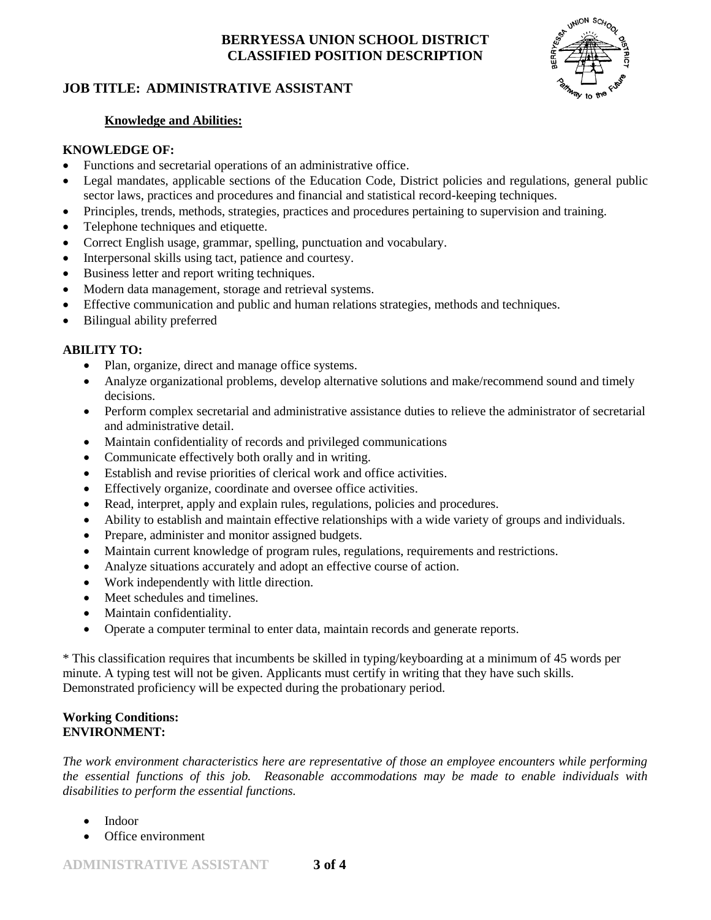**BERRYESSA UNION SCHOOL DISTRICT**
**CLASSIFIED POSITION DESCRIPTION**

## JOB TITLE: ADMINISTRATIVE ASSISTANT

### Knowledge and Abilities:

**KNOWLEDGE OF:**

- Functions and secretarial operations of an administrative office.
- Legal mandates, applicable sections of the Education Code, District policies and regulations, general public sector laws, practices and procedures and financial and statistical record-keeping techniques.
- Principles, trends, methods, strategies, practices and procedures pertaining to supervision and training.
- Telephone techniques and etiquette.
- Correct English usage, grammar, spelling, punctuation and vocabulary.
- Interpersonal skills using tact, patience and courtesy.
- Business letter and report writing techniques.
- Modern data management, storage and retrieval systems.
- Effective communication and public and human relations strategies, methods and techniques.
- Bilingual ability preferred

**ABILITY TO:**

- Plan, organize, direct and manage office systems.
- Analyze organizational problems, develop alternative solutions and make/recommend sound and timely decisions.
- Perform complex secretarial and administrative assistance duties to relieve the administrator of secretarial and administrative detail.
- Maintain confidentiality of records and privileged communications
- Communicate effectively both orally and in writing.
- Establish and revise priorities of clerical work and office activities.
- Effectively organize, coordinate and oversee office activities.
- Read, interpret, apply and explain rules, regulations, policies and procedures.
- Ability to establish and maintain effective relationships with a wide variety of groups and individuals.
- Prepare, administer and monitor assigned budgets.
- Maintain current knowledge of program rules, regulations, requirements and restrictions.
- Analyze situations accurately and adopt an effective course of action.
- Work independently with little direction.
- Meet schedules and timelines.
- Maintain confidentiality.
- Operate a computer terminal to enter data, maintain records and generate reports.

* This classification requires that incumbents be skilled in typing/keyboarding at a minimum of 45 words per minute. A typing test will not be given. Applicants must certify in writing that they have such skills. Demonstrated proficiency will be expected during the probationary period.

**Working Conditions:**
**ENVIRONMENT:**

*The work environment characteristics here are representative of those an employee encounters while performing the essential functions of this job. Reasonable accommodations may be made to enable individuals with disabilities to perform the essential functions.*

- Indoor
- Office environment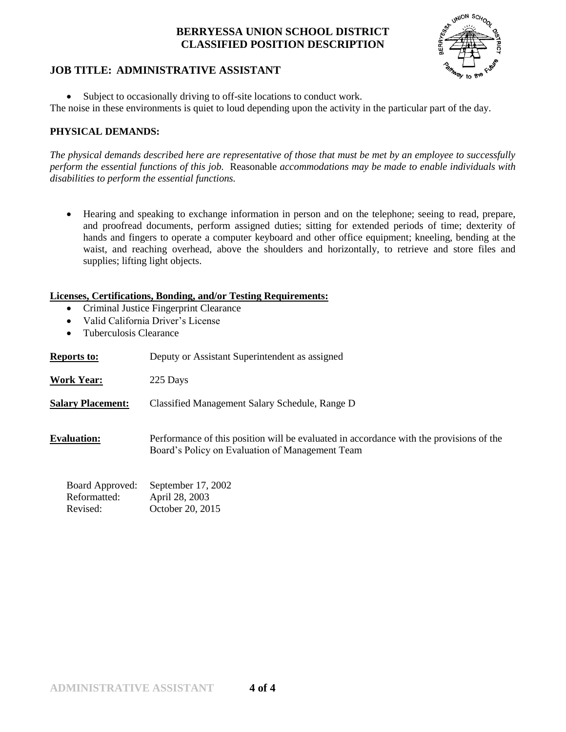- Subject to occasionally driving to off-site locations to conduct work.

The noise in these environments is quiet to loud depending upon the activity in the particular part of the day.

**PHYSICAL DEMANDS:**

*The physical demands described here are representative of those that must be met by an employee to successfully perform the essential functions of this job.* Reasonable *accommodations may be made to enable individuals with disabilities to perform the essential functions.*

- Hearing and speaking to exchange information in person and on the telephone; seeing to read, prepare, and proofread documents, perform assigned duties; sitting for extended periods of time; dexterity of hands and fingers to operate a computer keyboard and other office equipment; kneeling, bending at the waist, and reaching overhead, above the shoulders and horizontally, to retrieve and store files and supplies; lifting light objects.

**Licenses, Certifications, Bonding, and/or Testing Requirements:**

- Criminal Justice Fingerprint Clearance
- Valid California Driver's License
- Tuberculosis Clearance

**Reports to:** Deputy or Assistant Superintendent as assigned

**Work Year:** 225 Days

**Salary Placement:** Classified Management Salary Schedule, Range D

**Evaluation:** Performance of this position will be evaluated in accordance with the provisions of the Board's Policy on Evaluation of Management Team

Board Approved: September 17, 2002
Reformatted: April 28, 2003
Revised: October 20, 2015